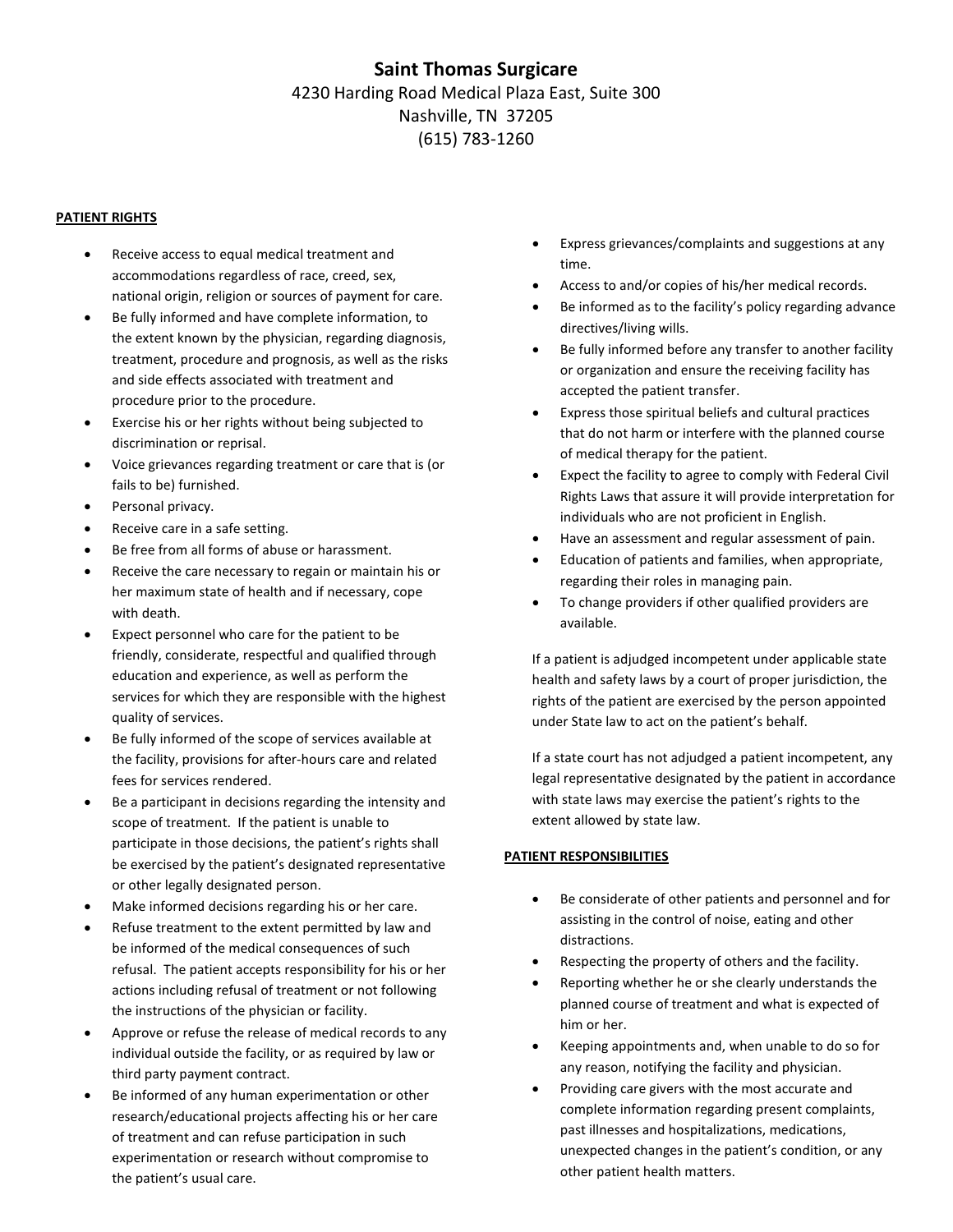# Saint Thomas Surgicare

4230 Harding Road Medical Plaza East, Suite 300
Nashville, TN 37205
(615) 783-1260

## PATIENT RIGHTS

- Receive access to equal medical treatment and accommodations regardless of race, creed, sex, national origin, religion or sources of payment for care.
- Be fully informed and have complete information, to the extent known by the physician, regarding diagnosis, treatment, procedure and prognosis, as well as the risks and side effects associated with treatment and procedure prior to the procedure.
- Exercise his or her rights without being subjected to discrimination or reprisal.
- Voice grievances regarding treatment or care that is (or fails to be) furnished.
- Personal privacy.
- Receive care in a safe setting.
- Be free from all forms of abuse or harassment.
- Receive the care necessary to regain or maintain his or her maximum state of health and if necessary, cope with death.
- Expect personnel who care for the patient to be friendly, considerate, respectful and qualified through education and experience, as well as perform the services for which they are responsible with the highest quality of services.
- Be fully informed of the scope of services available at the facility, provisions for after-hours care and related fees for services rendered.
- Be a participant in decisions regarding the intensity and scope of treatment. If the patient is unable to participate in those decisions, the patient's rights shall be exercised by the patient's designated representative or other legally designated person.
- Make informed decisions regarding his or her care.
- Refuse treatment to the extent permitted by law and be informed of the medical consequences of such refusal. The patient accepts responsibility for his or her actions including refusal of treatment or not following the instructions of the physician or facility.
- Approve or refuse the release of medical records to any individual outside the facility, or as required by law or third party payment contract.
- Be informed of any human experimentation or other research/educational projects affecting his or her care of treatment and can refuse participation in such experimentation or research without compromise to the patient's usual care.
- Express grievances/complaints and suggestions at any time.
- Access to and/or copies of his/her medical records.
- Be informed as to the facility's policy regarding advance directives/living wills.
- Be fully informed before any transfer to another facility or organization and ensure the receiving facility has accepted the patient transfer.
- Express those spiritual beliefs and cultural practices that do not harm or interfere with the planned course of medical therapy for the patient.
- Expect the facility to agree to comply with Federal Civil Rights Laws that assure it will provide interpretation for individuals who are not proficient in English.
- Have an assessment and regular assessment of pain.
- Education of patients and families, when appropriate, regarding their roles in managing pain.
- To change providers if other qualified providers are available.

If a patient is adjudged incompetent under applicable state health and safety laws by a court of proper jurisdiction, the rights of the patient are exercised by the person appointed under State law to act on the patient's behalf.

If a state court has not adjudged a patient incompetent, any legal representative designated by the patient in accordance with state laws may exercise the patient's rights to the extent allowed by state law.

## PATIENT RESPONSIBILITIES

- Be considerate of other patients and personnel and for assisting in the control of noise, eating and other distractions.
- Respecting the property of others and the facility.
- Reporting whether he or she clearly understands the planned course of treatment and what is expected of him or her.
- Keeping appointments and, when unable to do so for any reason, notifying the facility and physician.
- Providing care givers with the most accurate and complete information regarding present complaints, past illnesses and hospitalizations, medications, unexpected changes in the patient's condition, or any other patient health matters.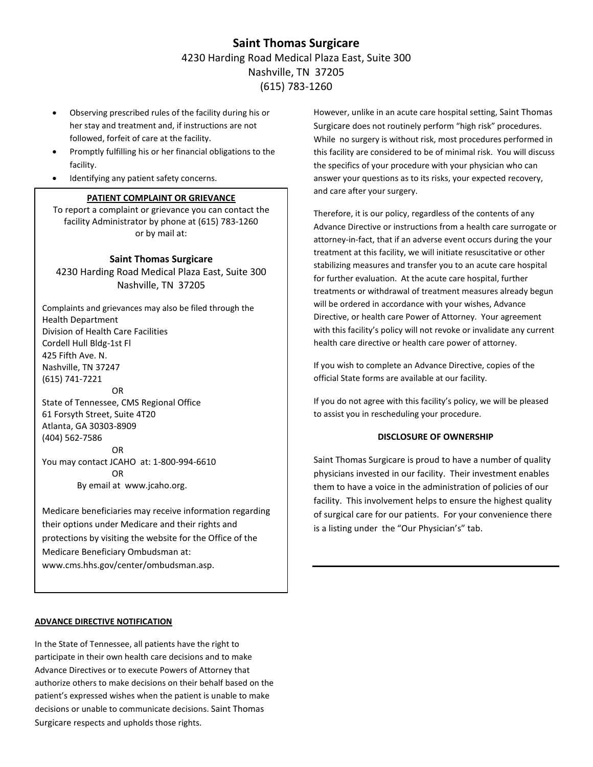# Saint Thomas Surgicare

4230 Harding Road Medical Plaza East, Suite 300
Nashville, TN 37205
(615) 783-1260

- Observing prescribed rules of the facility during his or her stay and treatment and, if instructions are not followed, forfeit of care at the facility.
- Promptly fulfilling his or her financial obligations to the facility.
- Identifying any patient safety concerns.

**PATIENT COMPLAINT OR GRIEVANCE**

To report a complaint or grievance you can contact the facility Administrator by phone at (615) 783-1260 or by mail at:

**Saint Thomas Surgicare**
4230 Harding Road Medical Plaza East, Suite 300
Nashville, TN 37205

Complaints and grievances may also be filed through the
Health Department
Division of Health Care Facilities
Cordell Hull Bldg-1st Fl
425 Fifth Ave. N.
Nashville, TN 37247
(615) 741-7221

OR

State of Tennessee, CMS Regional Office
61 Forsyth Street, Suite 4T20
Atlanta, GA 30303-8909
(404) 562-7586

OR

You may contact JCAHO at: 1-800-994-6610

OR

By email at www.jcaho.org.

Medicare beneficiaries may receive information regarding their options under Medicare and their rights and protections by visiting the website for the Office of the Medicare Beneficiary Ombudsman at: www.cms.hhs.gov/center/ombudsman.asp.

**ADVANCE DIRECTIVE NOTIFICATION**

In the State of Tennessee, all patients have the right to participate in their own health care decisions and to make Advance Directives or to execute Powers of Attorney that authorize others to make decisions on their behalf based on the patient's expressed wishes when the patient is unable to make decisions or unable to communicate decisions. Saint Thomas Surgicare respects and upholds those rights.

However, unlike in an acute care hospital setting, Saint Thomas Surgicare does not routinely perform "high risk" procedures. While no surgery is without risk, most procedures performed in this facility are considered to be of minimal risk. You will discuss the specifics of your procedure with your physician who can answer your questions as to its risks, your expected recovery, and care after your surgery.

Therefore, it is our policy, regardless of the contents of any Advance Directive or instructions from a health care surrogate or attorney-in-fact, that if an adverse event occurs during the your treatment at this facility, we will initiate resuscitative or other stabilizing measures and transfer you to an acute care hospital for further evaluation. At the acute care hospital, further treatments or withdrawal of treatment measures already begun will be ordered in accordance with your wishes, Advance Directive, or health care Power of Attorney. Your agreement with this facility's policy will not revoke or invalidate any current health care directive or health care power of attorney.

If you wish to complete an Advance Directive, copies of the official State forms are available at our facility.

If you do not agree with this facility's policy, we will be pleased to assist you in rescheduling your procedure.

**DISCLOSURE OF OWNERSHIP**

Saint Thomas Surgicare is proud to have a number of quality physicians invested in our facility. Their investment enables them to have a voice in the administration of policies of our facility. This involvement helps to ensure the highest quality of surgical care for our patients. For your convenience there is a listing under the "Our Physician's" tab.